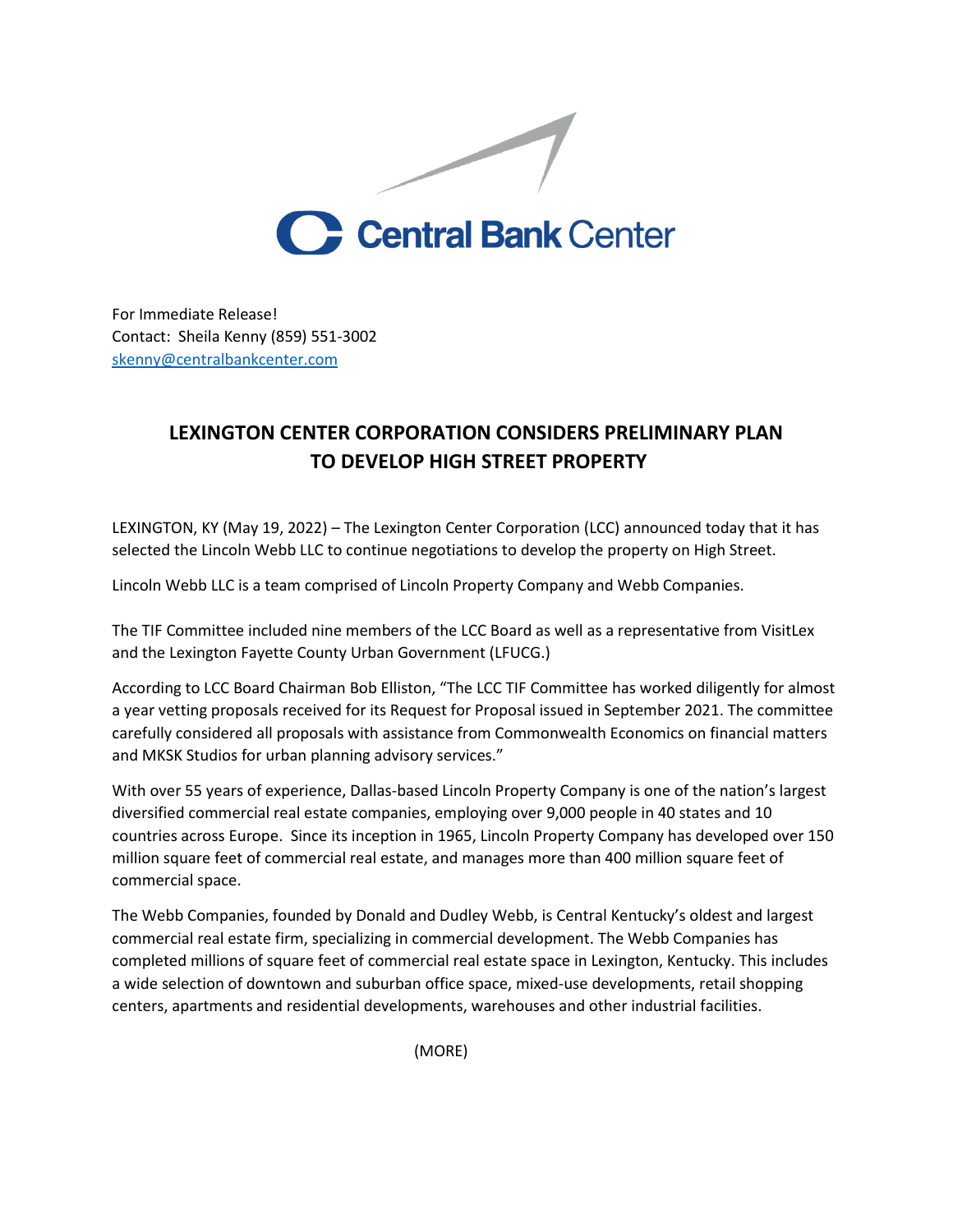Central Bank Center

For Immediate Release!
Contact: Sheila Kenny (859) 551-3002
skenny@centralbankcenter.com

# LEXINGTON CENTER CORPORATION CONSIDERS PRELIMINARY PLAN TO DEVELOP HIGH STREET PROPERTY

LEXINGTON, KY (May 19, 2022) – The Lexington Center Corporation (LCC) announced today that it has selected the Lincoln Webb LLC to continue negotiations to develop the property on High Street.

Lincoln Webb LLC is a team comprised of Lincoln Property Company and Webb Companies.

The TIF Committee included nine members of the LCC Board as well as a representative from VisitLex and the Lexington Fayette County Urban Government (LFUCG.)

According to LCC Board Chairman Bob Elliston, "The LCC TIF Committee has worked diligently for almost a year vetting proposals received for its Request for Proposal issued in September 2021. The committee carefully considered all proposals with assistance from Commonwealth Economics on financial matters and MKSK Studios for urban planning advisory services."

With over 55 years of experience, Dallas-based Lincoln Property Company is one of the nation's largest diversified commercial real estate companies, employing over 9,000 people in 40 states and 10 countries across Europe. Since its inception in 1965, Lincoln Property Company has developed over 150 million square feet of commercial real estate, and manages more than 400 million square feet of commercial space.

The Webb Companies, founded by Donald and Dudley Webb, is Central Kentucky's oldest and largest commercial real estate firm, specializing in commercial development. The Webb Companies has completed millions of square feet of commercial real estate space in Lexington, Kentucky. This includes a wide selection of downtown and suburban office space, mixed-use developments, retail shopping centers, apartments and residential developments, warehouses and other industrial facilities.

(MORE)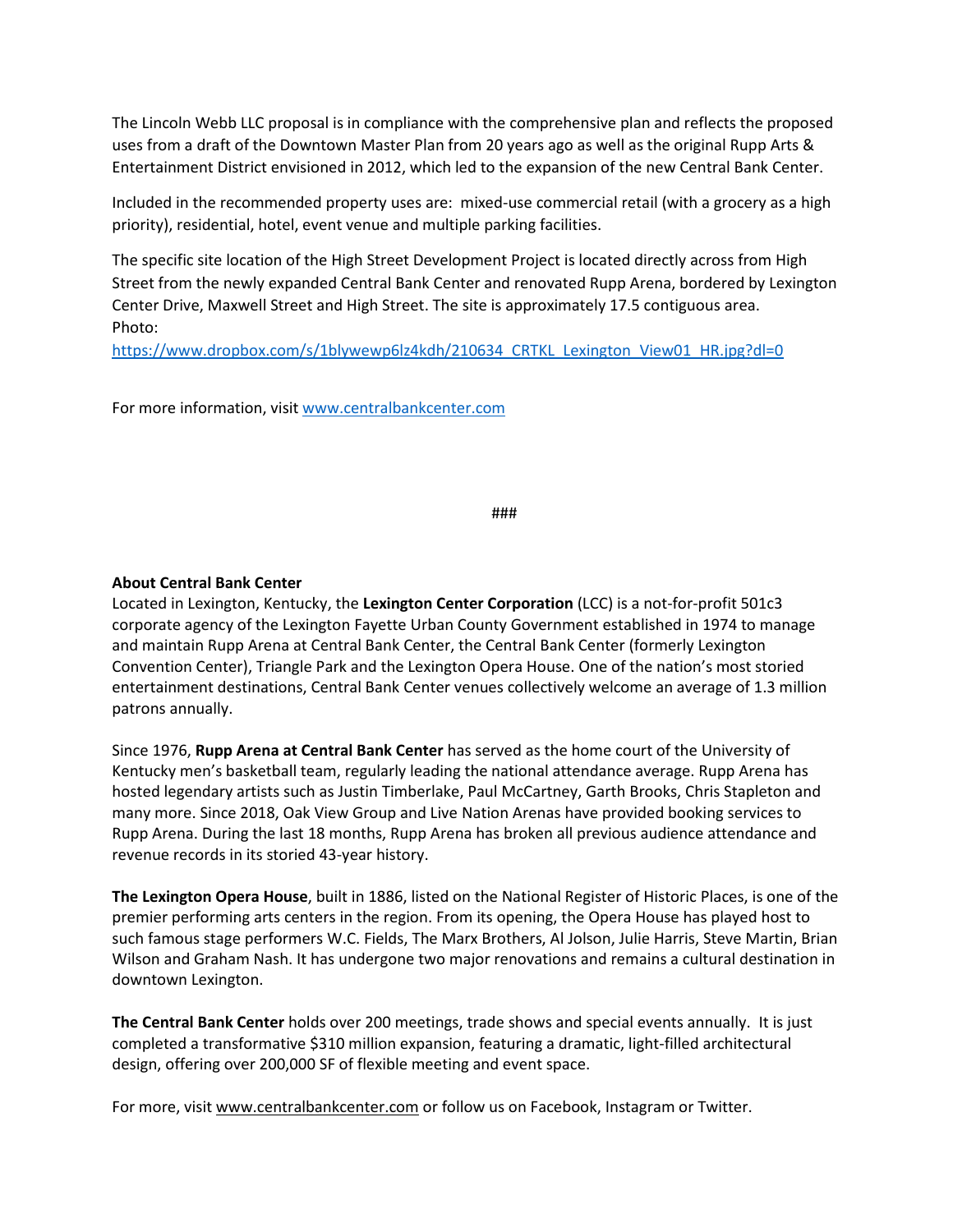The Lincoln Webb LLC proposal is in compliance with the comprehensive plan and reflects the proposed uses from a draft of the Downtown Master Plan from 20 years ago as well as the original Rupp Arts & Entertainment District envisioned in 2012, which led to the expansion of the new Central Bank Center.

Included in the recommended property uses are: mixed-use commercial retail (with a grocery as a high priority), residential, hotel, event venue and multiple parking facilities.

The specific site location of the High Street Development Project is located directly across from High Street from the newly expanded Central Bank Center and renovated Rupp Arena, bordered by Lexington Center Drive, Maxwell Street and High Street. The site is approximately 17.5 contiguous area.
Photo:
https://www.dropbox.com/s/1blywewp6lz4kdh/210634_CRTKL_Lexington_View01_HR.jpg?dl=0

For more information, visit www.centralbankcenter.com

###

**About Central Bank Center**
Located in Lexington, Kentucky, the **Lexington Center Corporation** (LCC) is a not-for-profit 501c3 corporate agency of the Lexington Fayette Urban County Government established in 1974 to manage and maintain Rupp Arena at Central Bank Center, the Central Bank Center (formerly Lexington Convention Center), Triangle Park and the Lexington Opera House. One of the nation's most storied entertainment destinations, Central Bank Center venues collectively welcome an average of 1.3 million patrons annually.

Since 1976, **Rupp Arena at Central Bank Center** has served as the home court of the University of Kentucky men's basketball team, regularly leading the national attendance average. Rupp Arena has hosted legendary artists such as Justin Timberlake, Paul McCartney, Garth Brooks, Chris Stapleton and many more. Since 2018, Oak View Group and Live Nation Arenas have provided booking services to Rupp Arena. During the last 18 months, Rupp Arena has broken all previous audience attendance and revenue records in its storied 43-year history.

**The Lexington Opera House**, built in 1886, listed on the National Register of Historic Places, is one of the premier performing arts centers in the region. From its opening, the Opera House has played host to such famous stage performers W.C. Fields, The Marx Brothers, Al Jolson, Julie Harris, Steve Martin, Brian Wilson and Graham Nash. It has undergone two major renovations and remains a cultural destination in downtown Lexington.

**The Central Bank Center** holds over 200 meetings, trade shows and special events annually. It is just completed a transformative $310 million expansion, featuring a dramatic, light-filled architectural design, offering over 200,000 SF of flexible meeting and event space.

For more, visit www.centralbankcenter.com or follow us on Facebook, Instagram or Twitter.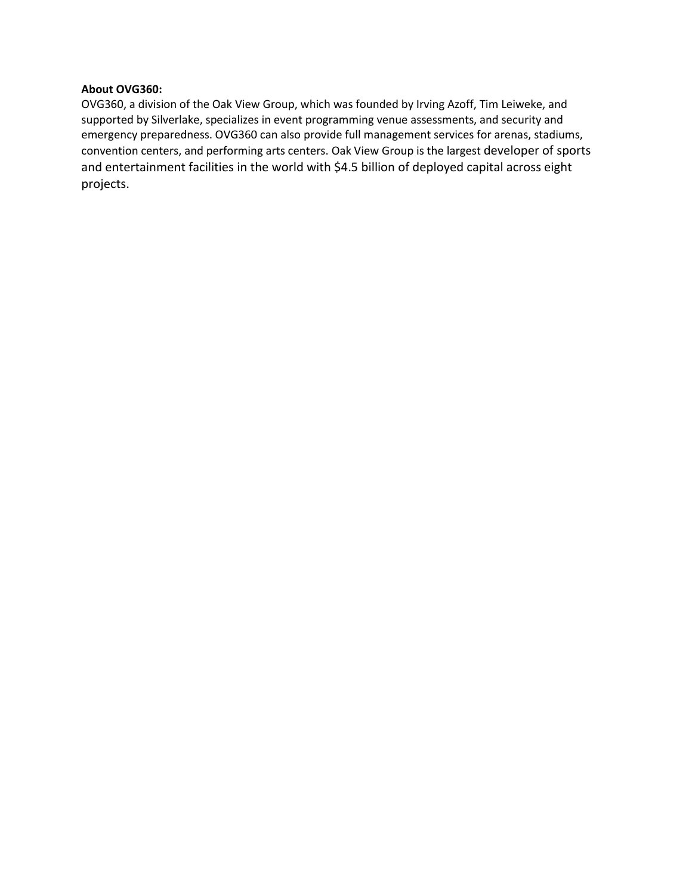**About OVG360:**

OVG360, a division of the Oak View Group, which was founded by Irving Azoff, Tim Leiweke, and supported by Silverlake, specializes in event programming venue assessments, and security and emergency preparedness. OVG360 can also provide full management services for arenas, stadiums, convention centers, and performing arts centers. Oak View Group is the largest developer of sports and entertainment facilities in the world with $4.5 billion of deployed capital across eight projects.